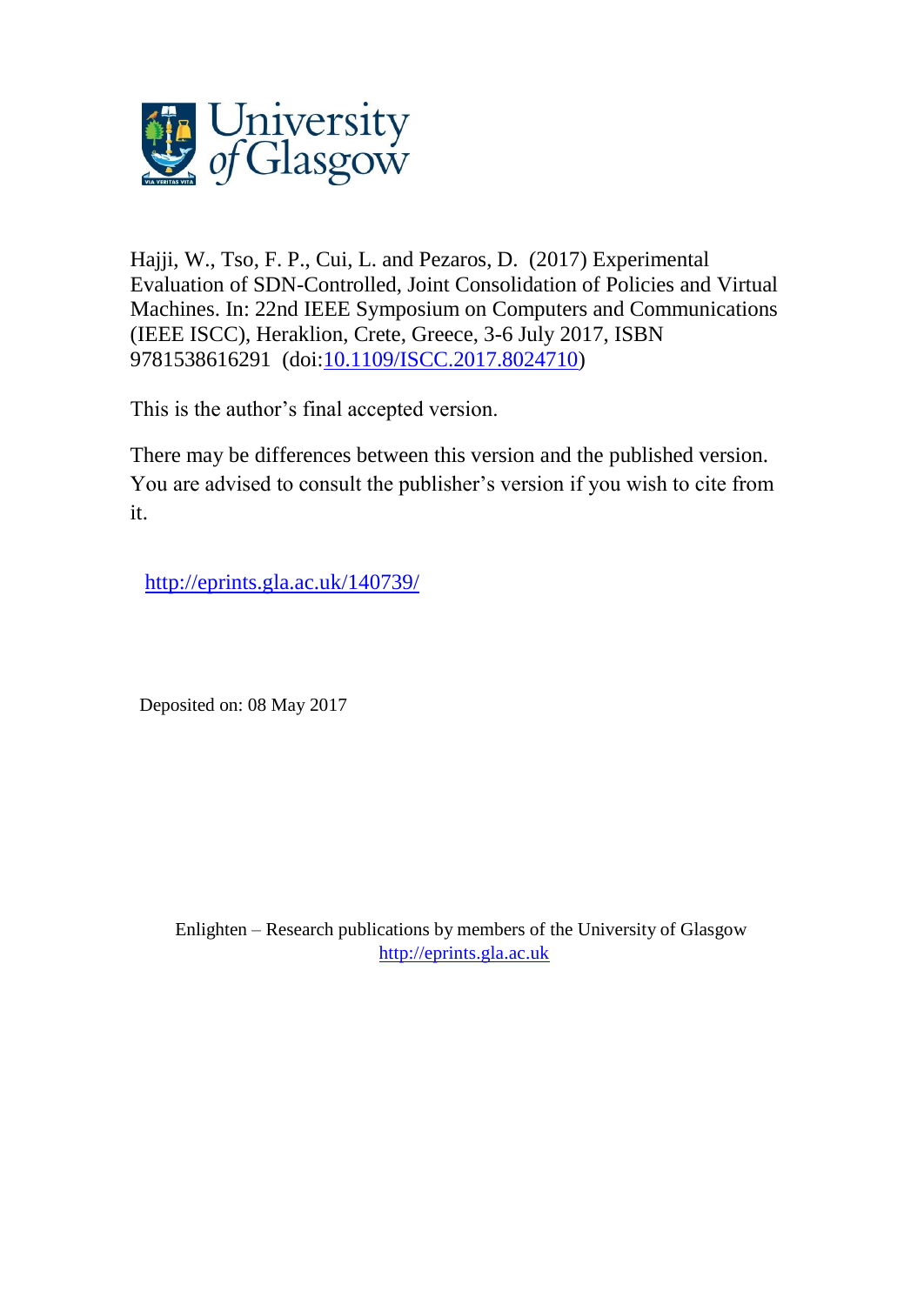University of Glasgow

Hajji, W., Tso, F. P., Cui, L. and Pezaros, D. (2017) Experimental Evaluation of SDN-Controlled, Joint Consolidation of Policies and Virtual Machines. In: 22nd IEEE Symposium on Computers and Communications (IEEE ISCC), Heraklion, Crete, Greece, 3-6 July 2017, ISBN 9781538616291 (doi:10.1109/ISCC.2017.8024710)

This is the author's final accepted version.

There may be differences between this version and the published version. You are advised to consult the publisher's version if you wish to cite from it.

http://eprints.gla.ac.uk/140739/

Deposited on: 08 May 2017

Enlighten – Research publications by members of the University of Glasgow
http://eprints.gla.ac.uk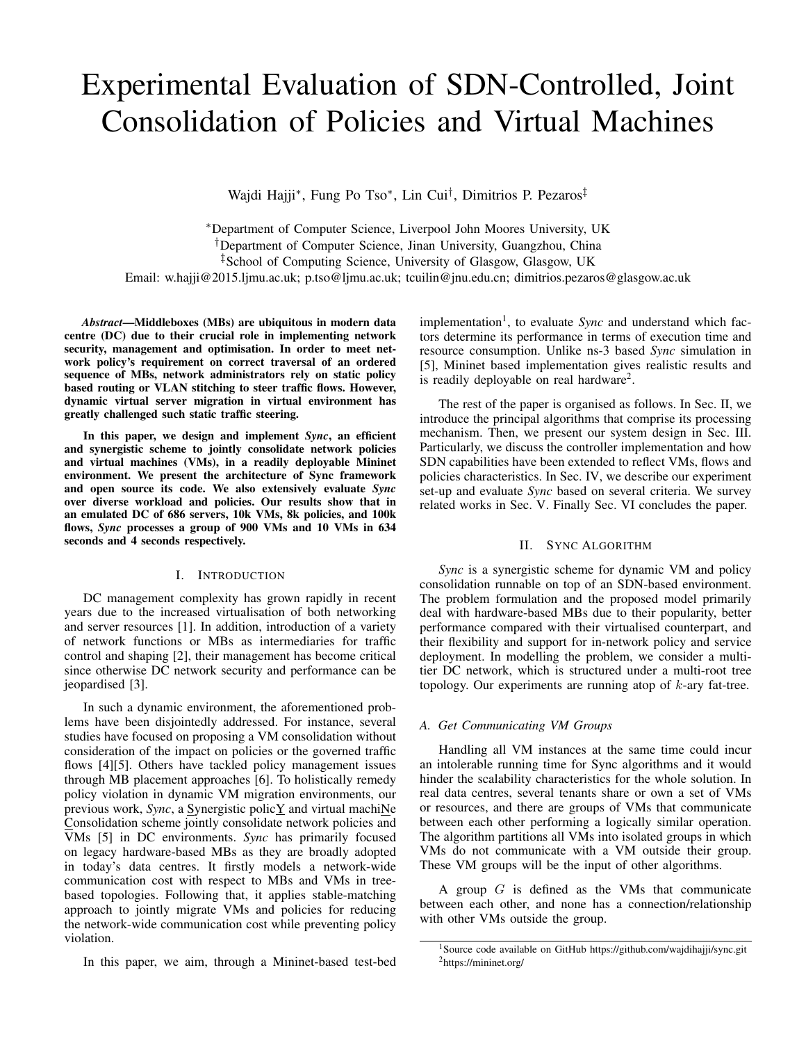# Experimental Evaluation of SDN-Controlled, Joint Consolidation of Policies and Virtual Machines

Wajdi Hajji*, Fung Po Tso*, Lin Cui†, Dimitrios P. Pezaros‡

*Department of Computer Science, Liverpool John Moores University, UK
†Department of Computer Science, Jinan University, Guangzhou, China
‡School of Computing Science, University of Glasgow, Glasgow, UK
Email: w.hajji@2015.ljmu.ac.uk; p.tso@ljmu.ac.uk; tcuilin@jnu.edu.cn; dimitrios.pezaros@glasgow.ac.uk

***Abstract*—Middleboxes (MBs) are ubiquitous in modern data centre (DC) due to their crucial role in implementing network security, management and optimisation. In order to meet network policy's requirement on correct traversal of an ordered sequence of MBs, network administrators rely on static policy based routing or VLAN stitching to steer traffic flows. However, dynamic virtual server migration in virtual environment has greatly challenged such static traffic steering.**

**In this paper, we design and implement *Sync*, an efficient and synergistic scheme to jointly consolidate network policies and virtual machines (VMs), in a readily deployable Mininet environment. We present the architecture of Sync framework and open source its code. We also extensively evaluate *Sync* over diverse workload and policies. Our results show that in an emulated DC of 686 servers, 10k VMs, 8k policies, and 100k flows, *Sync* processes a group of 900 VMs and 10 VMs in 634 seconds and 4 seconds respectively.**

## I. Introduction

DC management complexity has grown rapidly in recent years due to the increased virtualisation of both networking and server resources [1]. In addition, introduction of a variety of network functions or MBs as intermediaries for traffic control and shaping [2], their management has become critical since otherwise DC network security and performance can be jeopardised [3].

In such a dynamic environment, the aforementioned problems have been disjointedly addressed. For instance, several studies have focused on proposing a VM consolidation without consideration of the impact on policies or the governed traffic flows [4][5]. Others have tackled policy management issues through MB placement approaches [6]. To holistically remedy policy violation in dynamic VM migration environments, our previous work, *Sync*, a Synergistic policY and virtual machiNe Consolidation scheme jointly consolidate network policies and VMs [5] in DC environments. *Sync* has primarily focused on legacy hardware-based MBs as they are broadly adopted in today's data centres. It firstly models a network-wide communication cost with respect to MBs and VMs in tree-based topologies. Following that, it applies stable-matching approach to jointly migrate VMs and policies for reducing the network-wide communication cost while preventing policy violation.

In this paper, we aim, through a Mininet-based test-bed implementation[1], to evaluate *Sync* and understand which factors determine its performance in terms of execution time and resource consumption. Unlike ns-3 based *Sync* simulation in [5], Mininet based implementation gives realistic results and is readily deployable on real hardware[2].

The rest of the paper is organised as follows. In Sec. II, we introduce the principal algorithms that comprise its processing mechanism. Then, we present our system design in Sec. III. Particularly, we discuss the controller implementation and how SDN capabilities have been extended to reflect VMs, flows and policies characteristics. In Sec. IV, we describe our experiment set-up and evaluate *Sync* based on several criteria. We survey related works in Sec. V. Finally Sec. VI concludes the paper.

## II. Sync Algorithm

*Sync* is a synergistic scheme for dynamic VM and policy consolidation runnable on top of an SDN-based environment. The problem formulation and the proposed model primarily deal with hardware-based MBs due to their popularity, better performance compared with their virtualised counterpart, and their flexibility and support for in-network policy and service deployment. In modelling the problem, we consider a multi-tier DC network, which is structured under a multi-root tree topology. Our experiments are running atop of $k$-ary fat-tree.

### A. Get Communicating VM Groups

Handling all VM instances at the same time could incur an intolerable running time for Sync algorithms and it would hinder the scalability characteristics for the whole solution. In real data centres, several tenants share or own a set of VMs or resources, and there are groups of VMs that communicate between each other performing a logically similar operation. The algorithm partitions all VMs into isolated groups in which VMs do not communicate with a VM outside their group. These VM groups will be the input of other algorithms.

A group $G$ is defined as the VMs that communicate between each other, and none has a connection/relationship with other VMs outside the group.

[1] Source code available on GitHub https://github.com/wajdihajji/sync.git
[2] https://mininet.org/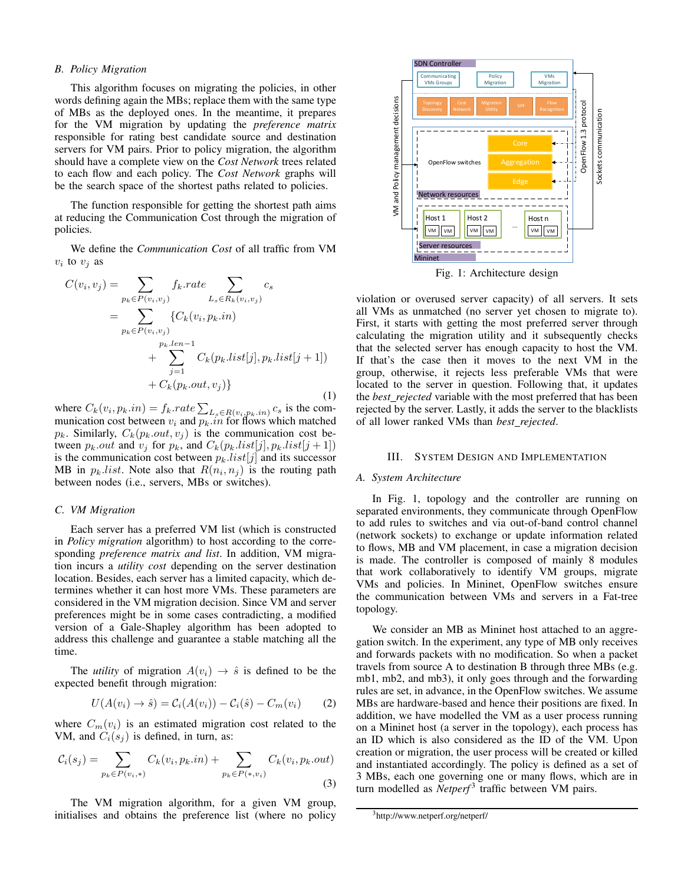### B. Policy Migration

This algorithm focuses on migrating the policies, in other words defining again the MBs; replace them with the same type of MBs as the deployed ones. In the meantime, it prepares for the VM migration by updating the *preference matrix* responsible for rating best candidate source and destination servers for VM pairs. Prior to policy migration, the algorithm should have a complete view on the *Cost Network* trees related to each flow and each policy. The *Cost Network* graphs will be the search space of the shortest paths related to policies.

The function responsible for getting the shortest path aims at reducing the Communication Cost through the migration of policies.

We define the *Communication Cost* of all traffic from VM $v_i$ to $v_j$ as

$$
\begin{aligned}
C(v_i, v_j) &= \sum_{p_k \in P(v_i, v_j)} f_k.rate \sum_{L_s \in R_k(v_i, v_j)} c_s \\
&= \sum_{p_k \in P(v_i, v_j)} \{C_k(v_i, p_k.in) \\
&\quad + \sum_{j=1}^{p_k.len-1} C_k(p_k.list[j], p_k.list[j+1]) \\
&\quad + C_k(p_k.out, v_j)\}
\end{aligned} \tag{1}
$$

where $C_k(v_i, p_k.in) = f_k.rate \sum_{L_s \in R(v_i, p_k.in)} c_s$ is the communication cost between $v_i$ and $p_k.in$ for flows which matched $p_k$. Similarly, $C_k(p_k.out, v_j)$ is the communication cost between $p_k.out$ and $v_j$ for $p_k$, and $C_k(p_k.list[j], p_k.list[j+1])$ is the communication cost between $p_k.list[j]$ and its successor MB in $p_k.list$. Note also that $R(n_i, n_j)$ is the routing path between nodes (i.e., servers, MBs or switches).

### C. VM Migration

Each server has a preferred VM list (which is constructed in *Policy migration* algorithm) to host according to the corresponding *preference matrix and list*. In addition, VM migration incurs a *utility cost* depending on the server destination location. Besides, each server has a limited capacity, which determines whether it can host more VMs. These parameters are considered in the VM migration decision. Since VM and server preferences might be in some cases contradicting, a modified version of a Gale-Shapley algorithm has been adopted to address this challenge and guarantee a stable matching all the time.

The *utility* of migration $A(v_i) \rightarrow \hat{s}$ is defined to be the expected benefit through migration:

$$
U(A(v_i) \rightarrow \hat{s}) = \mathcal{C}_i(A(v_i)) - \mathcal{C}_i(\hat{s}) - C_m(v_i) \tag{2}
$$

where $C_m(v_i)$ is an estimated migration cost related to the VM, and $\mathcal{C}_i(s_j)$ is defined, in turn, as:

$$
\mathcal{C}_i(s_j) = \sum_{p_k \in P(v_i, *)} C_k(v_i, p_k.in) + \sum_{p_k \in P(*, v_i)} C_k(v_i, p_k.out) \tag{3}
$$

The VM migration algorithm, for a given VM group, initialises and obtains the preference list (where no policy violation or overused server capacity) of all servers. It sets all VMs as unmatched (no server yet chosen to migrate to). First, it starts with getting the most preferred server through calculating the migration utility and it subsequently checks that the selected server has enough capacity to host the VM. If that's the case then it moves to the next VM in the group, otherwise, it rejects less preferable VMs that were located to the server in question. Following that, it updates the *best_rejected* variable with the most preferred that has been rejected by the server. Lastly, it adds the server to the blacklists of all lower ranked VMs than *best_rejected*.

Fig. 1: Architecture design

## III. System Design and Implementation

### A. System Architecture

In Fig. 1, topology and the controller are running on separated environments, they communicate through OpenFlow to add rules to switches and via out-of-band control channel (network sockets) to exchange or update information related to flows, MB and VM placement, in case a migration decision is made. The controller is composed of mainly 8 modules that work collaboratively to identify VM groups, migrate VMs and policies. In Mininet, OpenFlow switches ensure the communication between VMs and servers in a Fat-tree topology.

We consider an MB as Mininet host attached to an aggregation switch. In the experiment, any type of MB only receives and forwards packets with no modification. So when a packet travels from source A to destination B through three MBs (e.g. mb1, mb2, and mb3), it only goes through and the forwarding rules are set, in advance, in the OpenFlow switches. We assume MBs are hardware-based and hence their positions are fixed. In addition, we have modelled the VM as a user process running on a Mininet host (a server in the topology), each process has an ID which is also considered as the ID of the VM. Upon creation or migration, the user process will be created or killed and instantiated accordingly. The policy is defined as a set of 3 MBs, each one governing one or many flows, which are in turn modelled as *Netperf*[3] traffic between VM pairs.

[3]http://www.netperf.org/netperf/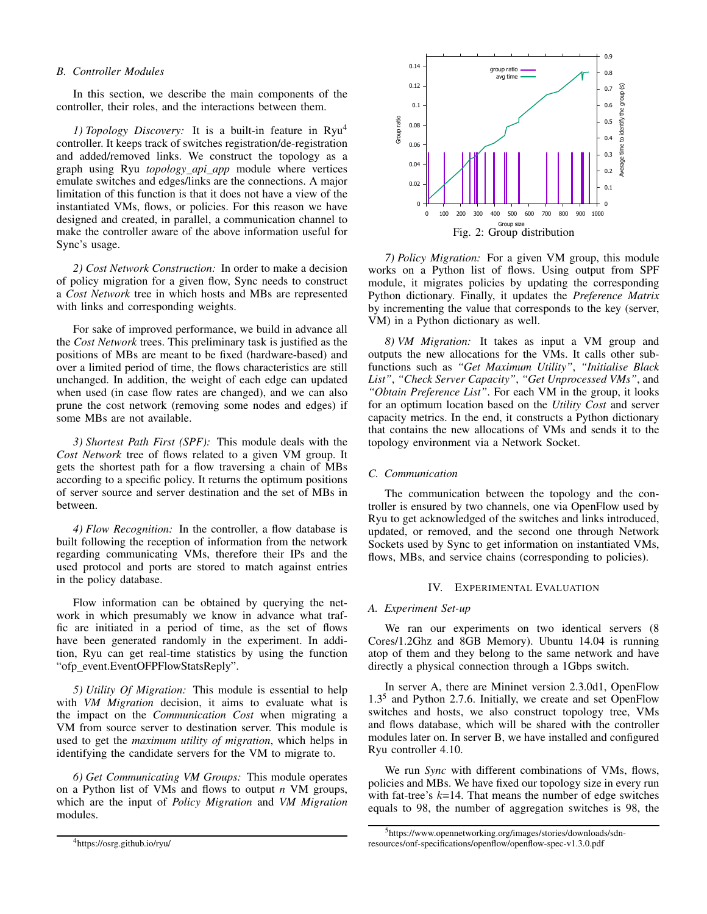### B. Controller Modules

In this section, we describe the main components of the controller, their roles, and the interactions between them.

*1) Topology Discovery:* It is a built-in feature in Ryu[4] controller. It keeps track of switches registration/de-registration and added/removed links. We construct the topology as a graph using Ryu *topology_api_app* module where vertices emulate switches and edges/links are the connections. A major limitation of this function is that it does not have a view of the instantiated VMs, flows, or policies. For this reason we have designed and created, in parallel, a communication channel to make the controller aware of the above information useful for Sync's usage.

*2) Cost Network Construction:* In order to make a decision of policy migration for a given flow, Sync needs to construct a *Cost Network* tree in which hosts and MBs are represented with links and corresponding weights.

For sake of improved performance, we build in advance all the *Cost Network* trees. This preliminary task is justified as the positions of MBs are meant to be fixed (hardware-based) and over a limited period of time, the flows characteristics are still unchanged. In addition, the weight of each edge can updated when used (in case flow rates are changed), and we can also prune the cost network (removing some nodes and edges) if some MBs are not available.

*3) Shortest Path First (SPF):* This module deals with the *Cost Network* tree of flows related to a given VM group. It gets the shortest path for a flow traversing a chain of MBs according to a specific policy. It returns the optimum positions of server source and server destination and the set of MBs in between.

*4) Flow Recognition:* In the controller, a flow database is built following the reception of information from the network regarding communicating VMs, therefore their IPs and the used protocol and ports are stored to match against entries in the policy database.

Flow information can be obtained by querying the network in which presumably we know in advance what traffic are initiated in a period of time, as the set of flows have been generated randomly in the experiment. In addition, Ryu can get real-time statistics by using the function "ofp_event.EventOFPFlowStatsReply".

*5) Utility Of Migration:* This module is essential to help with *VM Migration* decision, it aims to evaluate what is the impact on the *Communication Cost* when migrating a VM from source server to destination server. This module is used to get the *maximum utility of migration*, which helps in identifying the candidate servers for the VM to migrate to.

*6) Get Communicating VM Groups:* This module operates on a Python list of VMs and flows to output $n$ VM groups, which are the input of *Policy Migration* and *VM Migration* modules.

[4]https://osrg.github.io/ryu/

group ratio
avg time
Group ratio
Average time to identify the group (s)
Group size
0 100 200 300 400 500 600 700 800 900 1000
0 0.02 0.04 0.06 0.08 0.1 0.12 0.14
0 0.1 0.2 0.3 0.4 0.5 0.6 0.7 0.8 0.9

Fig. 2: Group distribution

*7) Policy Migration:* For a given VM group, this module works on a Python list of flows. Using output from SPF module, it migrates policies by updating the corresponding Python dictionary. Finally, it updates the *Preference Matrix* by incrementing the value that corresponds to the key (server, VM) in a Python dictionary as well.

*8) VM Migration:* It takes as input a VM group and outputs the new allocations for the VMs. It calls other subfunctions such as *"Get Maximum Utility"*, *"Initialise Black List"*, *"Check Server Capacity"*, *"Get Unprocessed VMs"*, and *"Obtain Preference List"*. For each VM in the group, it looks for an optimum location based on the *Utility Cost* and server capacity metrics. In the end, it constructs a Python dictionary that contains the new allocations of VMs and sends it to the topology environment via a Network Socket.

### C. Communication

The communication between the topology and the controller is ensured by two channels, one via OpenFlow used by Ryu to get acknowledged of the switches and links introduced, updated, or removed, and the second one through Network Sockets used by Sync to get information on instantiated VMs, flows, MBs, and service chains (corresponding to policies).

## IV. Experimental Evaluation

### A. Experiment Set-up

We ran our experiments on two identical servers (8 Cores/1.2Ghz and 8GB Memory). Ubuntu 14.04 is running atop of them and they belong to the same network and have directly a physical connection through a 1Gbps switch.

In server A, there are Mininet version 2.3.0d1, OpenFlow 1.3[5] and Python 2.7.6. Initially, we create and set OpenFlow switches and hosts, we also construct topology tree, VMs and flows database, which will be shared with the controller modules later on. In server B, we have installed and configured Ryu controller 4.10.

We run *Sync* with different combinations of VMs, flows, policies and MBs. We have fixed our topology size in every run with fat-tree's $k$=14. That means the number of edge switches equals to 98, the number of aggregation switches is 98, the

[5]https://www.opennetworking.org/images/stories/downloads/sdn-resources/onf-specifications/openflow/openflow-spec-v1.3.0.pdf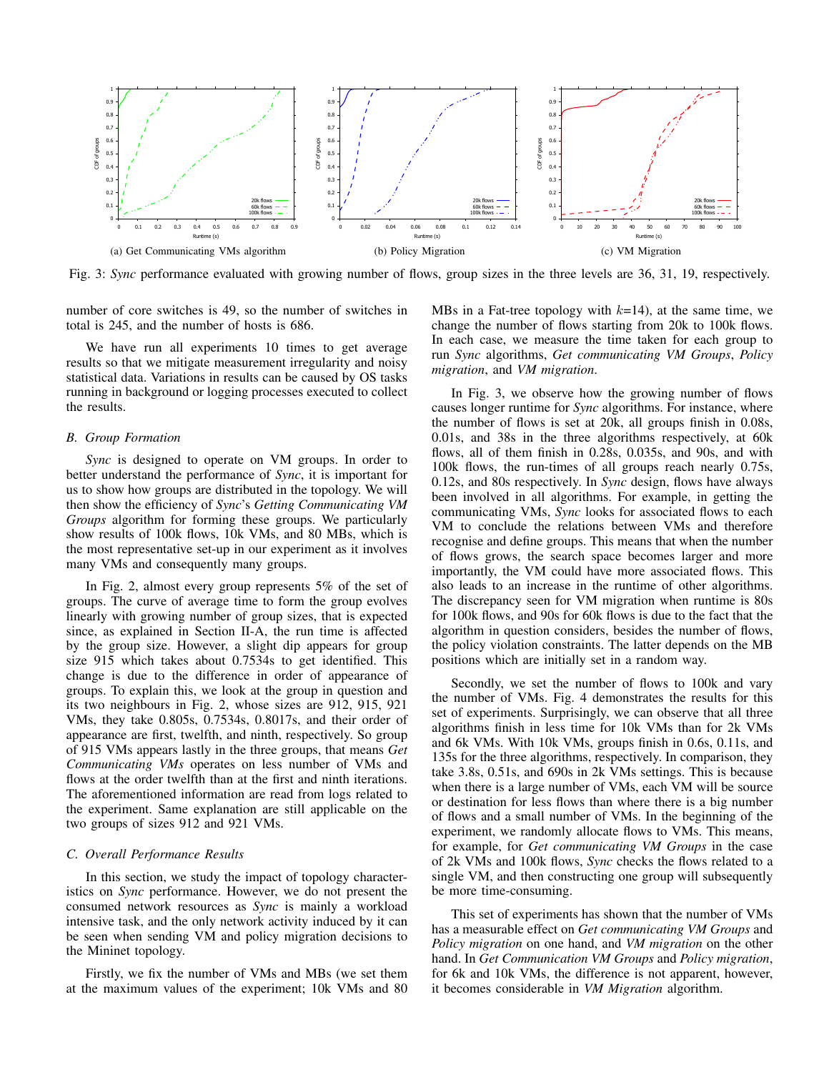(a) Get Communicating VMs algorithm

(b) Policy Migration

(c) VM Migration

Fig. 3: *Sync* performance evaluated with growing number of flows, group sizes in the three levels are 36, 31, 19, respectively.

number of core switches is 49, so the number of switches in total is 245, and the number of hosts is 686.

We have run all experiments 10 times to get average results so that we mitigate measurement irregularity and noisy statistical data. Variations in results can be caused by OS tasks running in background or logging processes executed to collect the results.

### B. Group Formation

*Sync* is designed to operate on VM groups. In order to better understand the performance of *Sync*, it is important for us to show how groups are distributed in the topology. We will then show the efficiency of *Sync*'s *Getting Communicating VM Groups* algorithm for forming these groups. We particularly show results of 100k flows, 10k VMs, and 80 MBs, which is the most representative set-up in our experiment as it involves many VMs and consequently many groups.

In Fig. 2, almost every group represents 5% of the set of groups. The curve of average time to form the group evolves linearly with growing number of group sizes, that is expected since, as explained in Section II-A, the run time is affected by the group size. However, a slight dip appears for group size 915 which takes about 0.7534s to get identified. This change is due to the difference in order of appearance of groups. To explain this, we look at the group in question and its two neighbours in Fig. 2, whose sizes are 912, 915, 921 VMs, they take 0.805s, 0.7534s, 0.8017s, and their order of appearance are first, twelfth, and ninth, respectively. So group of 915 VMs appears lastly in the three groups, that means *Get Communicating VMs* operates on less number of VMs and flows at the order twelfth than at the first and ninth iterations. The aforementioned information are read from logs related to the experiment. Same explanation are still applicable on the two groups of sizes 912 and 921 VMs.

### C. Overall Performance Results

In this section, we study the impact of topology characteristics on *Sync* performance. However, we do not present the consumed network resources as *Sync* is mainly a workload intensive task, and the only network activity induced by it can be seen when sending VM and policy migration decisions to the Mininet topology.

Firstly, we fix the number of VMs and MBs (we set them at the maximum values of the experiment; 10k VMs and 80 MBs in a Fat-tree topology with $k$=14), at the same time, we change the number of flows starting from 20k to 100k flows. In each case, we measure the time taken for each group to run *Sync* algorithms, *Get communicating VM Groups*, *Policy migration*, and *VM migration*.

In Fig. 3, we observe how the growing number of flows causes longer runtime for *Sync* algorithms. For instance, where the number of flows is set at 20k, all groups finish in 0.08s, 0.01s, and 38s in the three algorithms respectively, at 60k flows, all of them finish in 0.28s, 0.035s, and 90s, and with 100k flows, the run-times of all groups reach nearly 0.75s, 0.12s, and 80s respectively. In *Sync* design, flows have always been involved in all algorithms. For example, in getting the communicating VMs, *Sync* looks for associated flows to each VM to conclude the relations between VMs and therefore recognise and define groups. This means that when the number of flows grows, the search space becomes larger and more importantly, the VM could have more associated flows. This also leads to an increase in the runtime of other algorithms. The discrepancy seen for VM migration when runtime is 80s for 100k flows, and 90s for 60k flows is due to the fact that the algorithm in question considers, besides the number of flows, the policy violation constraints. The latter depends on the MB positions which are initially set in a random way.

Secondly, we set the number of flows to 100k and vary the number of VMs. Fig. 4 demonstrates the results for this set of experiments. Surprisingly, we can observe that all three algorithms finish in less time for 10k VMs than for 2k VMs and 6k VMs. With 10k VMs, groups finish in 0.6s, 0.11s, and 135s for the three algorithms, respectively. In comparison, they take 3.8s, 0.51s, and 690s in 2k VMs settings. This is because when there is a large number of VMs, each VM will be source or destination for less flows than where there is a big number of flows and a small number of VMs. In the beginning of the experiment, we randomly allocate flows to VMs. This means, for example, for *Get communicating VM Groups* in the case of 2k VMs and 100k flows, *Sync* checks the flows related to a single VM, and then constructing one group will subsequently be more time-consuming.

This set of experiments has shown that the number of VMs has a measurable effect on *Get communicating VM Groups* and *Policy migration* on one hand, and *VM migration* on the other hand. In *Get Communication VM Groups* and *Policy migration*, for 6k and 10k VMs, the difference is not apparent, however, it becomes considerable in *VM Migration* algorithm.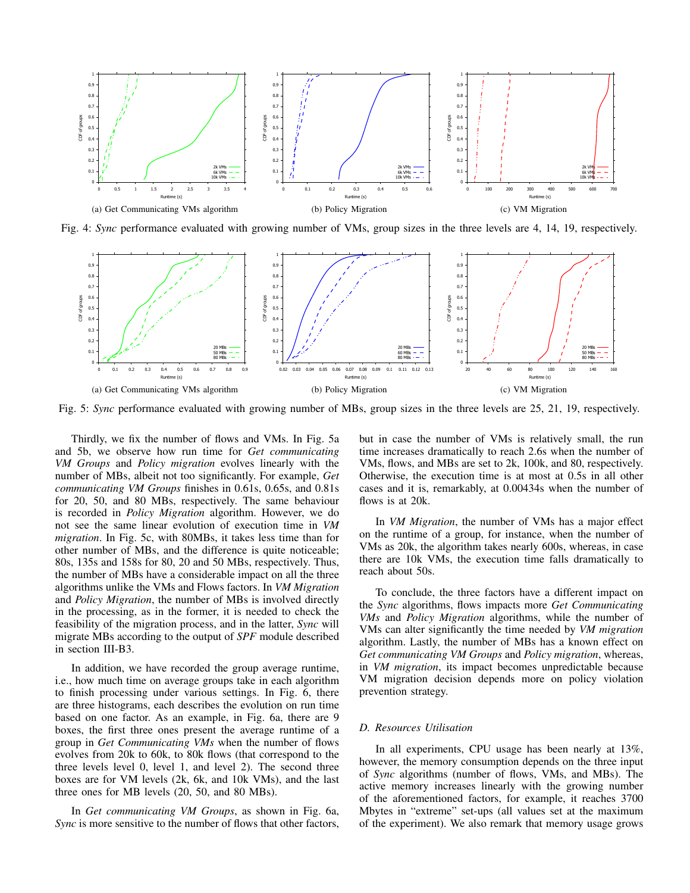(a) Get Communicating VMs algorithm

(b) Policy Migration

(c) VM Migration

Fig. 4: *Sync* performance evaluated with growing number of VMs, group sizes in the three levels are 4, 14, 19, respectively.

(a) Get Communicating VMs algorithm

(b) Policy Migration

(c) VM Migration

Fig. 5: *Sync* performance evaluated with growing number of MBs, group sizes in the three levels are 25, 21, 19, respectively.

Thirdly, we fix the number of flows and VMs. In Fig. 5a and 5b, we observe how run time for *Get communicating VM Groups* and *Policy migration* evolves linearly with the number of MBs, albeit not too significantly. For example, *Get communicating VM Groups* finishes in 0.61s, 0.65s, and 0.81s for 20, 50, and 80 MBs, respectively. The same behaviour is recorded in *Policy Migration* algorithm. However, we do not see the same linear evolution of execution time in *VM migration*. In Fig. 5c, with 80MBs, it takes less time than for other number of MBs, and the difference is quite noticeable; 80s, 135s and 158s for 80, 20 and 50 MBs, respectively. Thus, the number of MBs have a considerable impact on all the three algorithms unlike the VMs and Flows factors. In *VM Migration* and *Policy Migration*, the number of MBs is involved directly in the processing, as in the former, it is needed to check the feasibility of the migration process, and in the latter, *Sync* will migrate MBs according to the output of *SPF* module described in section III-B3.

In addition, we have recorded the group average runtime, i.e., how much time on average groups take in each algorithm to finish processing under various settings. In Fig. 6, there are three histograms, each describes the evolution on run time based on one factor. As an example, in Fig. 6a, there are 9 boxes, the first three ones present the average runtime of a group in *Get Communicating VMs* when the number of flows evolves from 20k to 60k, to 80k flows (that correspond to the three levels level 0, level 1, and level 2). The second three boxes are for VM levels (2k, 6k, and 10k VMs), and the last three ones for MB levels (20, 50, and 80 MBs).

In *Get communicating VM Groups*, as shown in Fig. 6a, *Sync* is more sensitive to the number of flows that other factors, but in case the number of VMs is relatively small, the run time increases dramatically to reach 2.6s when the number of VMs, flows, and MBs are set to 2k, 100k, and 80, respectively. Otherwise, the execution time is at most at 0.5s in all other cases and it is, remarkably, at 0.00434s when the number of flows is at 20k.

In *VM Migration*, the number of VMs has a major effect on the runtime of a group, for instance, when the number of VMs as 20k, the algorithm takes nearly 600s, whereas, in case there are 10k VMs, the execution time falls dramatically to reach about 50s.

To conclude, the three factors have a different impact on the *Sync* algorithms, flows impacts more *Get Communicating VMs* and *Policy Migration* algorithms, while the number of VMs can alter significantly the time needed by *VM migration* algorithm. Lastly, the number of MBs has a known effect on *Get communicating VM Groups* and *Policy migration*, whereas, in *VM migration*, its impact becomes unpredictable because VM migration decision depends more on policy violation prevention strategy.

### *D. Resources Utilisation*

In all experiments, CPU usage has been nearly at 13%, however, the memory consumption depends on the three input of *Sync* algorithms (number of flows, VMs, and MBs). The active memory increases linearly with the growing number of the aforementioned factors, for example, it reaches 3700 Mbytes in "extreme" set-ups (all values set at the maximum of the experiment). We also remark that memory usage grows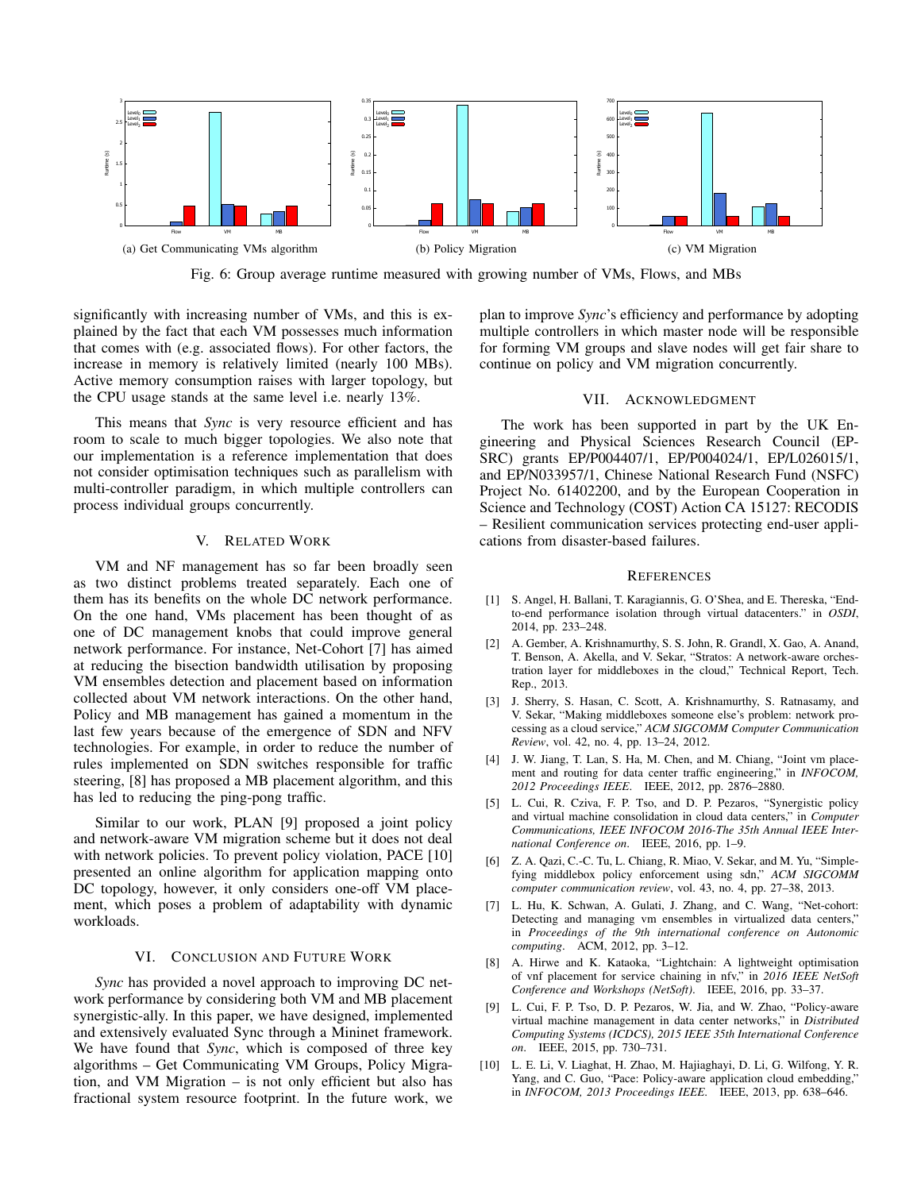Level$_0$
Level$_1$
Level$_2$

Runtime (s)

3
2.5
2
1.5
1
0.5
0

Flow VM MB

(a) Get Communicating VMs algorithm

Level$_0$
Level$_1$
Level$_2$

Runtime (s)

0.35
0.3
0.25
0.2
0.15
0.1
0.05
0

Flow VM MB

(b) Policy Migration

Level$_0$
Level$_1$
Level$_2$

Runtime (s)

700
600
500
400
300
200
100
0

Flow VM MB

(c) VM Migration

Fig. 6: Group average runtime measured with growing number of VMs, Flows, and MBs

significantly with increasing number of VMs, and this is explained by the fact that each VM possesses much information that comes with (e.g. associated flows). For other factors, the increase in memory is relatively limited (nearly 100 MBs). Active memory consumption raises with larger topology, but the CPU usage stands at the same level i.e. nearly 13%.

This means that *Sync* is very resource efficient and has room to scale to much bigger topologies. We also note that our implementation is a reference implementation that does not consider optimisation techniques such as parallelism with multi-controller paradigm, in which multiple controllers can process individual groups concurrently.

## V. Related Work

VM and NF management has so far been broadly seen as two distinct problems treated separately. Each one of them has its benefits on the whole DC network performance. On the one hand, VMs placement has been thought of as one of DC management knobs that could improve general network performance. For instance, Net-Cohort [7] has aimed at reducing the bisection bandwidth utilisation by proposing VM ensembles detection and placement based on information collected about VM network interactions. On the other hand, Policy and MB management has gained a momentum in the last few years because of the emergence of SDN and NFV technologies. For example, in order to reduce the number of rules implemented on SDN switches responsible for traffic steering, [8] has proposed a MB placement algorithm, and this has led to reducing the ping-pong traffic.

Similar to our work, PLAN [9] proposed a joint policy and network-aware VM migration scheme but it does not deal with network policies. To prevent policy violation, PACE [10] presented an online algorithm for application mapping onto DC topology, however, it only considers one-off VM placement, which poses a problem of adaptability with dynamic workloads.

## VI. Conclusion and Future Work

*Sync* has provided a novel approach to improving DC network performance by considering both VM and MB placement synergistic-ally. In this paper, we have designed, implemented and extensively evaluated Sync through a Mininet framework. We have found that *Sync*, which is composed of three key algorithms – Get Communicating VM Groups, Policy Migration, and VM Migration – is not only efficient but also has fractional system resource footprint. In the future work, we plan to improve *Sync*'s efficiency and performance by adopting multiple controllers in which master node will be responsible for forming VM groups and slave nodes will get fair share to continue on policy and VM migration concurrently.

## VII. Acknowledgment

The work has been supported in part by the UK Engineering and Physical Sciences Research Council (EPSRC) grants EP/P004407/1, EP/P004024/1, EP/L026015/1, and EP/N033957/1, Chinese National Research Fund (NSFC) Project No. 61402200, and by the European Cooperation in Science and Technology (COST) Action CA 15127: RECODIS – Resilient communication services protecting end-user applications from disaster-based failures.

## References

[1] S. Angel, H. Ballani, T. Karagiannis, G. O'Shea, and E. Thereska, "End-to-end performance isolation through virtual datacenters." in *OSDI*, 2014, pp. 233–248.

[2] A. Gember, A. Krishnamurthy, S. S. John, R. Grandl, X. Gao, A. Anand, T. Benson, A. Akella, and V. Sekar, "Stratos: A network-aware orchestration layer for middleboxes in the cloud," Technical Report, Tech. Rep., 2013.

[3] J. Sherry, S. Hasan, C. Scott, A. Krishnamurthy, S. Ratnasamy, and V. Sekar, "Making middleboxes someone else's problem: network processing as a cloud service," *ACM SIGCOMM Computer Communication Review*, vol. 42, no. 4, pp. 13–24, 2012.

[4] J. W. Jiang, T. Lan, S. Ha, M. Chen, and M. Chiang, "Joint vm placement and routing for data center traffic engineering," in *INFOCOM, 2012 Proceedings IEEE*. IEEE, 2012, pp. 2876–2880.

[5] L. Cui, R. Cziva, F. P. Tso, and D. P. Pezaros, "Synergistic policy and virtual machine consolidation in cloud data centers," in *Computer Communications, IEEE INFOCOM 2016-The 35th Annual IEEE International Conference on*. IEEE, 2016, pp. 1–9.

[6] Z. A. Qazi, C.-C. Tu, L. Chiang, R. Miao, V. Sekar, and M. Yu, "Simple-fying middlebox policy enforcement using sdn," *ACM SIGCOMM computer communication review*, vol. 43, no. 4, pp. 27–38, 2013.

[7] L. Hu, K. Schwan, A. Gulati, J. Zhang, and C. Wang, "Net-cohort: Detecting and managing vm ensembles in virtualized data centers," in *Proceedings of the 9th international conference on Autonomic computing*. ACM, 2012, pp. 3–12.

[8] A. Hirwe and K. Kataoka, "Lightchain: A lightweight optimisation of vnf placement for service chaining in nfv," in *2016 IEEE NetSoft Conference and Workshops (NetSoft)*. IEEE, 2016, pp. 33–37.

[9] L. Cui, F. P. Tso, D. P. Pezaros, W. Jia, and W. Zhao, "Policy-aware virtual machine management in data center networks," in *Distributed Computing Systems (ICDCS), 2015 IEEE 35th International Conference on*. IEEE, 2015, pp. 730–731.

[10] L. E. Li, V. Liaghat, H. Zhao, M. Hajiaghayi, D. Li, G. Wilfong, Y. R. Yang, and C. Guo, "Pace: Policy-aware application cloud embedding," in *INFOCOM, 2013 Proceedings IEEE*. IEEE, 2013, pp. 638–646.